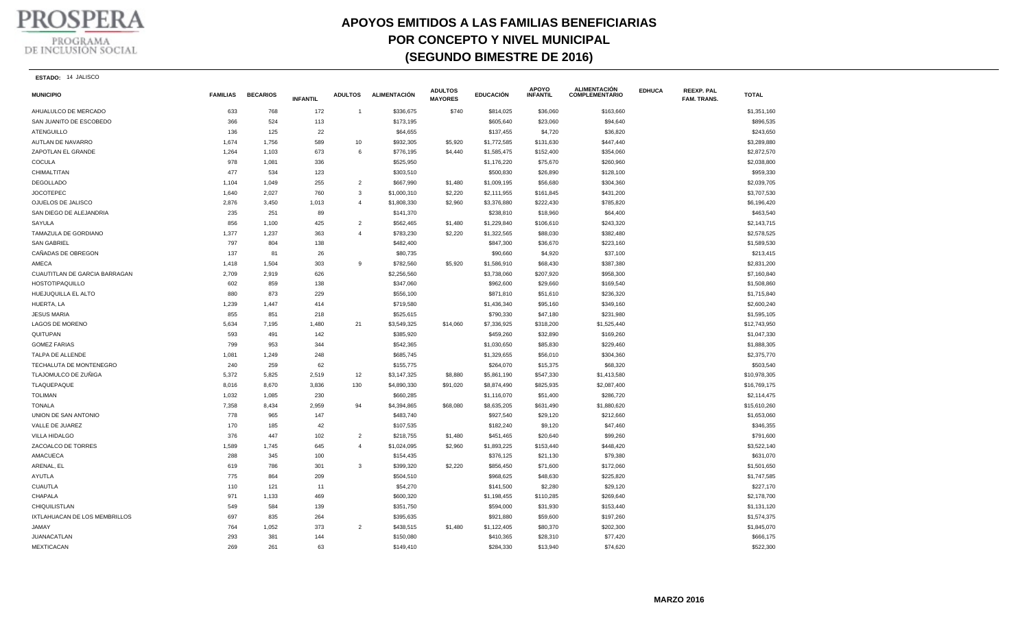PROSPERA

PROGRAMA DE INCLUSIÓN SOCIAL

# APOYOS EMITIDOS A LAS FAMILIAS BENEFICIARIAS POR CONCEPTO Y NIVEL MUNICIPAL (SEGUNDO BIMESTRE DE 2016)

**ESTADO:** 14 JALISCO

| MUNICIPIO | FAMILIAS | BECARIOS | INFANTIL | ADULTOS | ALIMENTACIÓN | ADULTOS MAYORES | EDUCACIÓN | APOYO INFANTIL | ALIMENTACIÓN COMPLEMENTARIO | EDHUCA | REEXP. PAL FAM. TRANS. | TOTAL |
|---|---|---|---|---|---|---|---|---|---|---|---|---|
| AHUALULCO DE MERCADO | 633 | 768 | 172 | 1 | $336,675 | $740 | $814,025 | $36,060 | $163,660 | | | $1,351,160 |
| SAN JUANITO DE ESCOBEDO | 366 | 524 | 113 | | $173,195 | | $605,640 | $23,060 | $94,640 | | | $896,535 |
| ATENGUILLO | 136 | 125 | 22 | | $64,655 | | $137,455 | $4,720 | $36,820 | | | $243,650 |
| AUTLAN DE NAVARRO | 1,674 | 1,756 | 589 | 10 | $932,305 | $5,920 | $1,772,585 | $131,630 | $447,440 | | | $3,289,880 |
| ZAPOTLAN EL GRANDE | 1,264 | 1,103 | 673 | 6 | $776,195 | $4,440 | $1,585,475 | $152,400 | $354,060 | | | $2,872,570 |
| COCULA | 978 | 1,081 | 336 | | $525,950 | | $1,176,220 | $75,670 | $260,960 | | | $2,038,800 |
| CHIMALTITAN | 477 | 534 | 123 | | $303,510 | | $500,830 | $26,890 | $128,100 | | | $959,330 |
| DEGOLLADO | 1,104 | 1,049 | 255 | 2 | $667,990 | $1,480 | $1,009,195 | $56,680 | $304,360 | | | $2,039,705 |
| JOCOTEPEC | 1,640 | 2,027 | 760 | 3 | $1,000,310 | $2,220 | $2,111,955 | $161,845 | $431,200 | | | $3,707,530 |
| OJUELOS DE JALISCO | 2,876 | 3,450 | 1,013 | 4 | $1,808,330 | $2,960 | $3,376,880 | $222,430 | $785,820 | | | $6,196,420 |
| SAN DIEGO DE ALEJANDRIA | 235 | 251 | 89 | | $141,370 | | $238,810 | $18,960 | $64,400 | | | $463,540 |
| SAYULA | 856 | 1,100 | 425 | 2 | $562,465 | $1,480 | $1,229,840 | $106,610 | $243,320 | | | $2,143,715 |
| TAMAZULA DE GORDIANO | 1,377 | 1,237 | 363 | 4 | $783,230 | $2,220 | $1,322,565 | $88,030 | $382,480 | | | $2,578,525 |
| SAN GABRIEL | 797 | 804 | 138 | | $482,400 | | $847,300 | $36,670 | $223,160 | | | $1,589,530 |
| CAÑADAS DE OBREGON | 137 | 81 | 26 | | $80,735 | | $90,660 | $4,920 | $37,100 | | | $213,415 |
| AMECA | 1,418 | 1,504 | 303 | 9 | $782,560 | $5,920 | $1,586,910 | $68,430 | $387,380 | | | $2,831,200 |
| CUAUTITLAN DE GARCIA BARRAGAN | 2,709 | 2,919 | 626 | | $2,256,560 | | $3,738,060 | $207,920 | $958,300 | | | $7,160,840 |
| HOSTOTIPAQUILLO | 602 | 859 | 138 | | $347,060 | | $962,600 | $29,660 | $169,540 | | | $1,508,860 |
| HUEJUQUILLA EL ALTO | 880 | 873 | 229 | | $556,100 | | $871,810 | $51,610 | $236,320 | | | $1,715,840 |
| HUERTA, LA | 1,239 | 1,447 | 414 | | $719,580 | | $1,436,340 | $95,160 | $349,160 | | | $2,600,240 |
| JESUS MARIA | 855 | 851 | 218 | | $525,615 | | $790,330 | $47,180 | $231,980 | | | $1,595,105 |
| LAGOS DE MORENO | 5,634 | 7,195 | 1,480 | 21 | $3,549,325 | $14,060 | $7,336,925 | $318,200 | $1,525,440 | | | $12,743,950 |
| QUITUPAN | 593 | 491 | 142 | | $385,920 | | $459,260 | $32,890 | $169,260 | | | $1,047,330 |
| GOMEZ FARIAS | 799 | 953 | 344 | | $542,365 | | $1,030,650 | $85,830 | $229,460 | | | $1,888,305 |
| TALPA DE ALLENDE | 1,081 | 1,249 | 248 | | $685,745 | | $1,329,655 | $56,010 | $304,360 | | | $2,375,770 |
| TECHALUTA DE MONTENEGRO | 240 | 259 | 62 | | $155,775 | | $264,070 | $15,375 | $68,320 | | | $503,540 |
| TLAJOMULCO DE ZUÑIGA | 5,372 | 5,825 | 2,519 | 12 | $3,147,325 | $8,880 | $5,861,190 | $547,330 | $1,413,580 | | | $10,978,305 |
| TLAQUEPAQUE | 8,016 | 8,670 | 3,836 | 130 | $4,890,330 | $91,020 | $8,874,490 | $825,935 | $2,087,400 | | | $16,769,175 |
| TOLIMAN | 1,032 | 1,085 | 230 | | $660,285 | | $1,116,070 | $51,400 | $286,720 | | | $2,114,475 |
| TONALA | 7,358 | 8,434 | 2,959 | 94 | $4,394,865 | $68,080 | $8,635,205 | $631,490 | $1,880,620 | | | $15,610,260 |
| UNION DE SAN ANTONIO | 778 | 965 | 147 | | $483,740 | | $927,540 | $29,120 | $212,660 | | | $1,653,060 |
| VALLE DE JUAREZ | 170 | 185 | 42 | | $107,535 | | $182,240 | $9,120 | $47,460 | | | $346,355 |
| VILLA HIDALGO | 376 | 447 | 102 | 2 | $218,755 | $1,480 | $451,465 | $20,640 | $99,260 | | | $791,600 |
| ZACOALCO DE TORRES | 1,589 | 1,745 | 645 | 4 | $1,024,095 | $2,960 | $1,893,225 | $153,440 | $448,420 | | | $3,522,140 |
| AMACUECA | 288 | 345 | 100 | | $154,435 | | $376,125 | $21,130 | $79,380 | | | $631,070 |
| ARENAL, EL | 619 | 786 | 301 | 3 | $399,320 | $2,220 | $856,450 | $71,600 | $172,060 | | | $1,501,650 |
| AYUTLA | 775 | 864 | 209 | | $504,510 | | $968,625 | $48,630 | $225,820 | | | $1,747,585 |
| CUAUTLA | 110 | 121 | 11 | | $54,270 | | $141,500 | $2,280 | $29,120 | | | $227,170 |
| CHAPALA | 971 | 1,133 | 469 | | $600,320 | | $1,198,455 | $110,285 | $269,640 | | | $2,178,700 |
| CHIQUILISTLAN | 549 | 584 | 139 | | $351,750 | | $594,000 | $31,930 | $153,440 | | | $1,131,120 |
| IXTLAHUACAN DE LOS MEMBRILLOS | 697 | 835 | 264 | | $395,635 | | $921,880 | $59,600 | $197,260 | | | $1,574,375 |
| JAMAY | 764 | 1,052 | 373 | 2 | $438,515 | $1,480 | $1,122,405 | $80,370 | $202,300 | | | $1,845,070 |
| JUANACATLAN | 293 | 381 | 144 | | $150,080 | | $410,365 | $28,310 | $77,420 | | | $666,175 |
| MEXTICACAN | 269 | 261 | 63 | | $149,410 | | $284,330 | $13,940 | $74,620 | | | $522,300 |

MARZO 2016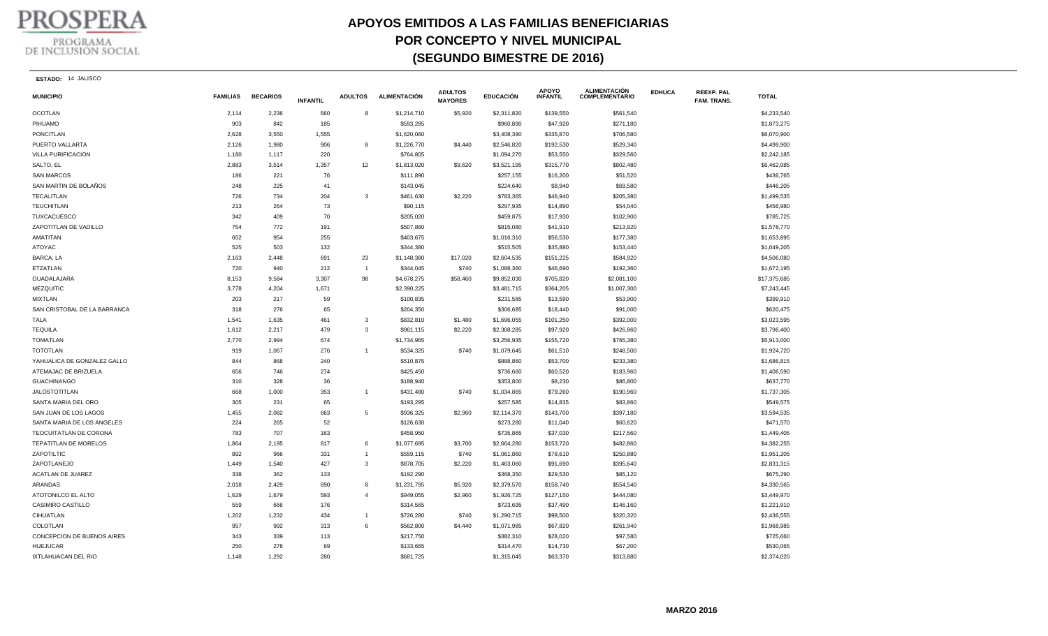# APOYOS EMITIDOS A LAS FAMILIAS BENEFICIARIAS
## POR CONCEPTO Y NIVEL MUNICIPAL
## (SEGUNDO BIMESTRE DE 2016)

**ESTADO:** 14 JALISCO

| MUNICIPIO | FAMILIAS | BECARIOS | INFANTIL | ADULTOS | ALIMENTACIÓN | ADULTOS MAYORES | EDUCACIÓN | APOYO INFANTIL | ALIMENTACIÓN COMPLEMENTARIO | EDHUCA | REEXP. PAL FAM. TRANS. | TOTAL |
|---|---|---|---|---|---|---|---|---|---|---|---|---|
| OCOTLAN | 2,114 | 2,236 | 660 | 8 | $1,214,710 | $5,920 | $2,311,820 | $139,550 | $561,540 | | | $4,233,540 |
| PIHUAMO | 903 | 842 | 185 | | $593,285 | | $960,890 | $47,920 | $271,180 | | | $1,873,275 |
| PONCITLAN | 2,628 | 3,550 | 1,555 | | $1,620,060 | | $3,408,390 | $335,870 | $706,580 | | | $6,070,900 |
| PUERTO VALLARTA | 2,126 | 1,980 | 906 | 8 | $1,226,770 | $4,440 | $2,546,820 | $192,530 | $529,340 | | | $4,499,900 |
| VILLA PURIFICACION | 1,180 | 1,117 | 220 | | $764,805 | | $1,094,270 | $53,550 | $329,560 | | | $2,242,185 |
| SALTO, EL | 2,883 | 3,514 | 1,357 | 12 | $1,813,020 | $9,620 | $3,521,195 | $315,770 | $802,480 | | | $6,462,085 |
| SAN MARCOS | 186 | 221 | 76 | | $111,890 | | $257,155 | $16,200 | $51,520 | | | $436,765 |
| SAN MARTIN DE BOLAÑOS | 248 | 225 | 41 | | $143,045 | | $224,640 | $8,940 | $69,580 | | | $446,205 |
| TECALITLAN | 726 | 734 | 204 | 3 | $461,630 | $2,220 | $783,365 | $46,940 | $205,380 | | | $1,499,535 |
| TEUCHITLAN | 213 | 264 | 73 | | $90,115 | | $297,935 | $14,890 | $54,040 | | | $456,980 |
| TUXCACUESCO | 342 | 409 | 70 | | $205,020 | | $459,875 | $17,930 | $102,900 | | | $785,725 |
| ZAPOTITLAN DE VADILLO | 754 | 772 | 191 | | $507,860 | | $815,080 | $41,910 | $213,920 | | | $1,578,770 |
| AMATITAN | 652 | 954 | 255 | | $403,675 | | $1,016,310 | $56,530 | $177,380 | | | $1,653,895 |
| ATOYAC | 525 | 503 | 132 | | $344,380 | | $515,505 | $35,880 | $153,440 | | | $1,049,205 |
| BARCA, LA | 2,163 | 2,448 | 691 | 23 | $1,148,380 | $17,020 | $2,604,535 | $151,225 | $584,920 | | | $4,506,080 |
| ETZATLAN | 720 | 940 | 212 | 1 | $344,045 | $740 | $1,088,360 | $46,690 | $192,360 | | | $1,672,195 |
| GUADALAJARA | 8,153 | 9,584 | 3,307 | 98 | $4,678,275 | $58,460 | $9,852,030 | $705,820 | $2,081,100 | | | $17,375,685 |
| MEZQUITIC | 3,778 | 4,204 | 1,671 | | $2,390,225 | | $3,481,715 | $364,205 | $1,007,300 | | | $7,243,445 |
| MIXTLAN | 203 | 217 | 59 | | $100,835 | | $231,585 | $13,590 | $53,900 | | | $399,910 |
| SAN CRISTOBAL DE LA BARRANCA | 318 | 276 | 65 | | $204,350 | | $306,685 | $18,440 | $91,000 | | | $620,475 |
| TALA | 1,541 | 1,635 | 461 | 3 | $832,810 | $1,480 | $1,696,055 | $101,250 | $392,000 | | | $3,023,595 |
| TEQUILA | 1,612 | 2,217 | 479 | 3 | $961,115 | $2,220 | $2,308,285 | $97,920 | $426,860 | | | $3,796,400 |
| TOMATLAN | 2,770 | 2,994 | 674 | | $1,734,965 | | $3,256,935 | $155,720 | $765,380 | | | $5,913,000 |
| TOTOTLAN | 919 | 1,067 | 276 | 1 | $534,325 | $740 | $1,079,645 | $61,510 | $248,500 | | | $1,924,720 |
| YAHUALICA DE GONZALEZ GALLO | 844 | 868 | 240 | | $510,875 | | $888,860 | $53,700 | $233,380 | | | $1,686,815 |
| ATEMAJAC DE BRIZUELA | 656 | 746 | 274 | | $425,450 | | $736,660 | $60,520 | $183,960 | | | $1,406,590 |
| GUACHINANGO | 310 | 328 | 36 | | $188,940 | | $353,800 | $8,230 | $86,800 | | | $637,770 |
| JALOSTOTITLAN | 668 | 1,000 | 353 | 1 | $431,480 | $740 | $1,034,865 | $79,260 | $190,960 | | | $1,737,305 |
| SANTA MARIA DEL ORO | 305 | 231 | 65 | | $193,295 | | $257,585 | $14,835 | $83,860 | | | $549,575 |
| SAN JUAN DE LOS LAGOS | 1,455 | 2,082 | 663 | 5 | $936,325 | $2,960 | $2,114,370 | $143,700 | $397,180 | | | $3,594,535 |
| SANTA MARIA DE LOS ANGELES | 224 | 265 | 52 | | $126,630 | | $273,280 | $11,040 | $60,620 | | | $471,570 |
| TEOCUITATLAN DE CORONA | 783 | 707 | 163 | | $458,950 | | $735,865 | $37,030 | $217,560 | | | $1,449,405 |
| TEPATITLAN DE MORELOS | 1,864 | 2,195 | 817 | 6 | $1,077,695 | $3,700 | $2,664,280 | $153,720 | $482,860 | | | $4,382,255 |
| ZAPOTILTIC | 892 | 966 | 331 | 1 | $559,115 | $740 | $1,061,860 | $78,610 | $250,880 | | | $1,951,205 |
| ZAPOTLANEJO | 1,449 | 1,540 | 427 | 3 | $878,705 | $2,220 | $1,463,060 | $91,690 | $395,640 | | | $2,831,315 |
| ACATLAN DE JUAREZ | 338 | 362 | 133 | | $192,290 | | $368,350 | $29,530 | $85,120 | | | $675,290 |
| ARANDAS | 2,018 | 2,429 | 690 | 8 | $1,231,795 | $5,920 | $2,379,570 | $158,740 | $554,540 | | | $4,330,565 |
| ATOTONILCO EL ALTO | 1,629 | 1,679 | 593 | 4 | $949,055 | $2,960 | $1,926,725 | $127,150 | $444,080 | | | $3,449,970 |
| CASIMIRO CASTILLO | 559 | 666 | 176 | | $314,565 | | $723,695 | $37,490 | $146,160 | | | $1,221,910 |
| CIHUATLAN | 1,202 | 1,232 | 434 | 1 | $726,280 | $740 | $1,290,715 | $98,500 | $320,320 | | | $2,436,555 |
| COLOTLAN | 957 | 992 | 313 | 6 | $562,800 | $4,440 | $1,071,985 | $67,820 | $261,940 | | | $1,968,985 |
| CONCEPCION DE BUENOS AIRES | 343 | 339 | 113 | | $217,750 | | $382,310 | $28,020 | $97,580 | | | $725,660 |
| HUEJUCAR | 250 | 278 | 69 | | $133,665 | | $314,470 | $14,730 | $67,200 | | | $530,065 |
| IXTLAHUACAN DEL RIO | 1,148 | 1,292 | 280 | | $681,725 | | $1,315,045 | $63,370 | $313,880 | | | $2,374,020 |

**MARZO 2016**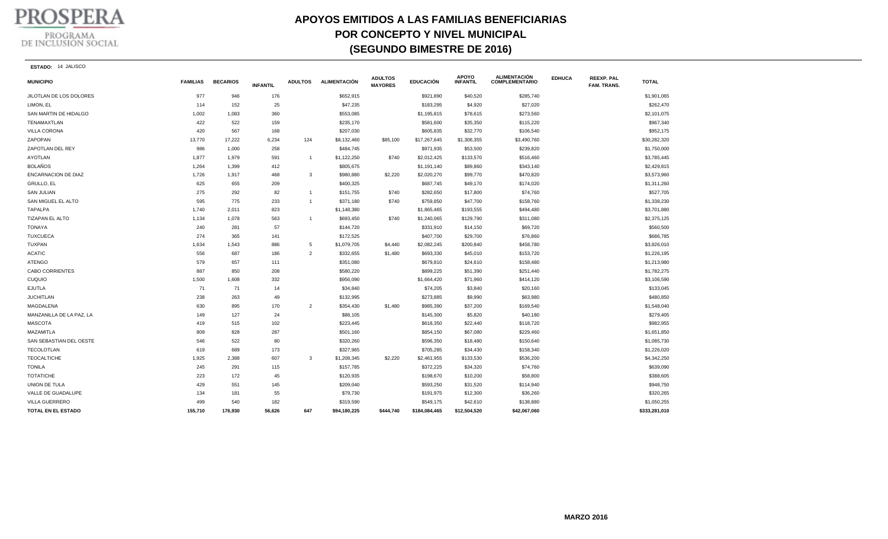# APOYOS EMITIDOS A LAS FAMILIAS BENEFICIARIAS
## POR CONCEPTO Y NIVEL MUNICIPAL
## (SEGUNDO BIMESTRE DE 2016)

PROSPERA
PROGRAMA DE INCLUSIÓN SOCIAL

**ESTADO:** 14 JALISCO

| MUNICIPIO | FAMILIAS | BECARIOS | INFANTIL | ADULTOS | ALIMENTACIÓN | ADULTOS MAYORES | EDUCACIÓN | APOYO INFANTIL | ALIMENTACIÓN COMPLEMENTARIO | EDHUCA | REEXP. PAL FAM. TRANS. | TOTAL |
|---|---|---|---|---|---|---|---|---|---|---|---|---|
| JILOTLAN DE LOS DOLORES | 977 | 946 | 176 | | $652,915 | | $921,890 | $40,520 | $285,740 | | | $1,901,065 |
| LIMON, EL | 114 | 152 | 25 | | $47,235 | | $183,295 | $4,920 | $27,020 | | | $262,470 |
| SAN MARTIN DE HIDALGO | 1,002 | 1,083 | 360 | | $553,085 | | $1,195,815 | $78,615 | $273,560 | | | $2,101,075 |
| TENAMAXTLAN | 422 | 522 | 159 | | $235,170 | | $581,600 | $35,350 | $115,220 | | | $967,340 |
| VILLA CORONA | 420 | 567 | 168 | | $207,030 | | $605,835 | $32,770 | $106,540 | | | $952,175 |
| ZAPOPAN | 13,770 | 17,222 | 6,234 | 124 | $8,132,460 | $85,100 | $17,267,645 | $1,306,355 | $3,490,760 | | | $30,282,320 |
| ZAPOTLAN DEL REY | 986 | 1,000 | 258 | | $484,745 | | $971,935 | $53,500 | $239,820 | | | $1,750,000 |
| AYOTLAN | 1,877 | 1,979 | 591 | 1 | $1,122,250 | $740 | $2,012,425 | $133,570 | $516,460 | | | $3,785,445 |
| BOLAÑOS | 1,264 | 1,399 | 412 | | $805,675 | | $1,191,140 | $89,860 | $343,140 | | | $2,429,815 |
| ENCARNACION DE DIAZ | 1,726 | 1,917 | 468 | 3 | $980,880 | $2,220 | $2,020,270 | $99,770 | $470,820 | | | $3,573,960 |
| GRULLO, EL | 625 | 655 | 209 | | $400,325 | | $687,745 | $49,170 | $174,020 | | | $1,311,260 |
| SAN JULIAN | 275 | 292 | 82 | 1 | $151,755 | $740 | $282,650 | $17,800 | $74,760 | | | $527,705 |
| SAN MIGUEL EL ALTO | 595 | 775 | 233 | 1 | $371,180 | $740 | $759,850 | $47,700 | $158,760 | | | $1,338,230 |
| TAPALPA | 1,740 | 2,011 | 823 | | $1,148,380 | | $1,865,465 | $193,555 | $494,480 | | | $3,701,880 |
| TIZAPAN EL ALTO | 1,134 | 1,078 | 563 | 1 | $693,450 | $740 | $1,240,065 | $129,790 | $311,080 | | | $2,375,125 |
| TONAYA | 240 | 281 | 57 | | $144,720 | | $331,910 | $14,150 | $69,720 | | | $560,500 |
| TUXCUECA | 274 | 365 | 141 | | $172,525 | | $407,700 | $29,700 | $76,860 | | | $686,785 |
| TUXPAN | 1,634 | 1,543 | 886 | 5 | $1,079,705 | $4,440 | $2,082,245 | $200,840 | $458,780 | | | $3,826,010 |
| ACATIC | 556 | 687 | 186 | 2 | $332,655 | $1,480 | $693,330 | $45,010 | $153,720 | | | $1,226,195 |
| ATENGO | 579 | 657 | 111 | | $351,080 | | $679,810 | $24,610 | $158,480 | | | $1,213,980 |
| CABO CORRIENTES | 887 | 850 | 208 | | $580,220 | | $899,225 | $51,390 | $251,440 | | | $1,782,275 |
| CUQUIO | 1,500 | 1,608 | 332 | | $956,090 | | $1,664,420 | $71,960 | $414,120 | | | $3,106,590 |
| EJUTLA | 71 | 71 | 14 | | $34,840 | | $74,205 | $3,840 | $20,160 | | | $133,045 |
| JUCHITLAN | 238 | 263 | 49 | | $132,995 | | $273,885 | $9,990 | $63,980 | | | $480,850 |
| MAGDALENA | 630 | 895 | 170 | 2 | $354,430 | $1,480 | $985,390 | $37,200 | $169,540 | | | $1,548,040 |
| MANZANILLA DE LA PAZ, LA | 149 | 127 | 24 | | $88,105 | | $145,300 | $5,820 | $40,180 | | | $279,405 |
| MASCOTA | 419 | 515 | 102 | | $223,445 | | $618,350 | $22,440 | $118,720 | | | $982,955 |
| MAZAMITLA | 809 | 828 | 287 | | $501,160 | | $854,150 | $67,080 | $229,460 | | | $1,651,850 |
| SAN SEBASTIAN DEL OESTE | 546 | 522 | 80 | | $320,260 | | $596,350 | $18,480 | $150,640 | | | $1,085,730 |
| TECOLOTLAN | 619 | 689 | 173 | | $327,965 | | $705,285 | $34,430 | $158,340 | | | $1,226,020 |
| TEOCALTICHE | 1,925 | 2,388 | 607 | 3 | $1,208,345 | $2,220 | $2,461,955 | $133,530 | $536,200 | | | $4,342,250 |
| TONILA | 245 | 291 | 115 | | $157,785 | | $372,225 | $34,320 | $74,760 | | | $639,090 |
| TOTATICHE | 223 | 172 | 45 | | $120,935 | | $198,670 | $10,200 | $58,800 | | | $388,605 |
| UNION DE TULA | 429 | 551 | 145 | | $209,040 | | $593,250 | $31,520 | $114,940 | | | $948,750 |
| VALLE DE GUADALUPE | 134 | 181 | 55 | | $79,730 | | $191,975 | $12,300 | $36,260 | | | $320,265 |
| VILLA GUERRERO | 499 | 540 | 182 | | $319,590 | | $549,175 | $42,610 | $138,880 | | | $1,050,255 |
| **TOTAL EN EL ESTADO** | **155,710** | **176,930** | **56,626** | **647** | **$94,180,225** | **$444,740** | **$184,084,465** | **$12,504,520** | **$42,067,060** | | | **$333,281,010** |

**MARZO 2016**